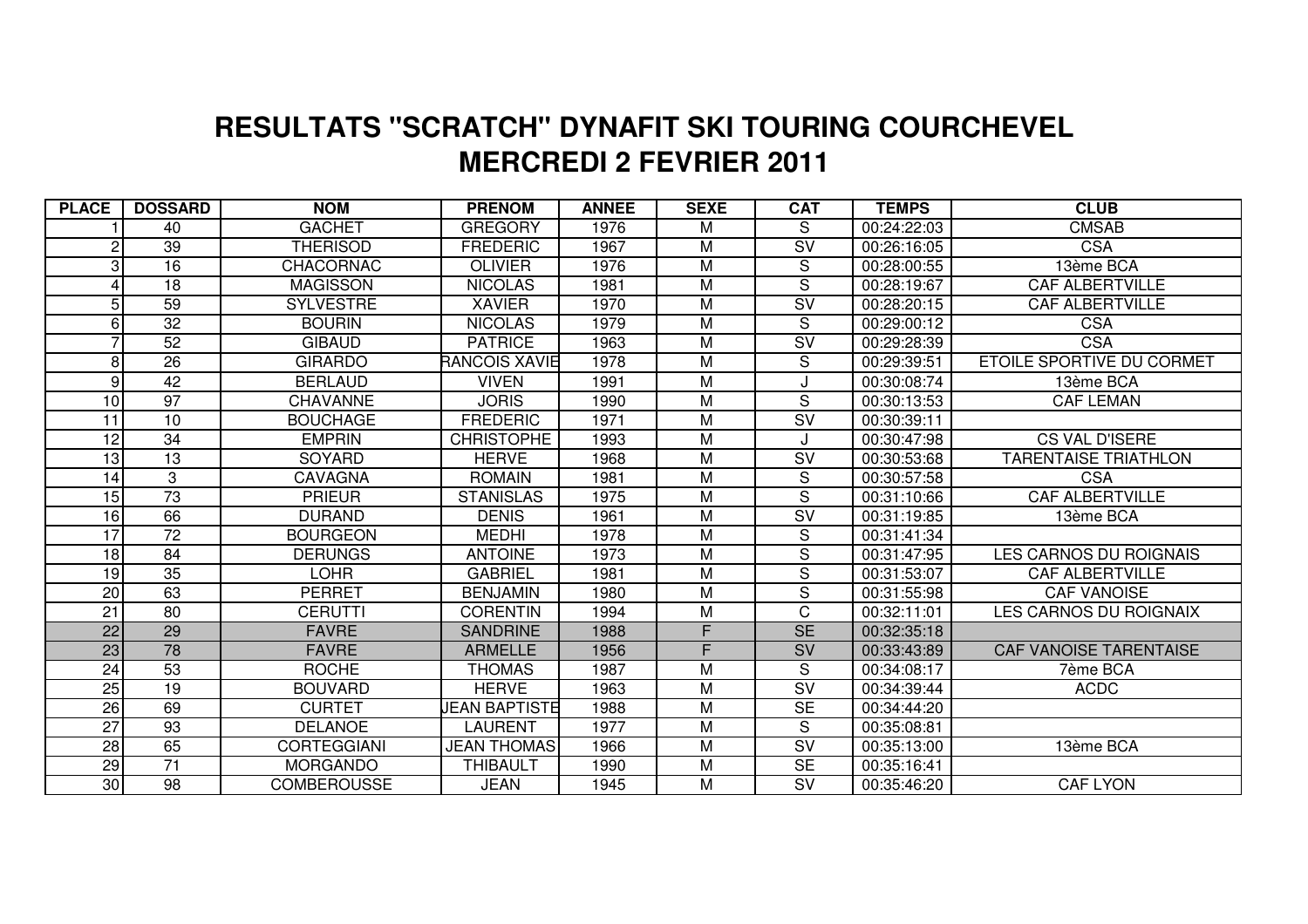# RESULTATS "SCRATCH" DYNAFIT SKI TOURING COURCHEVEL
## MERCREDI 2 FEVRIER 2011

| PLACE | DOSSARD | NOM | PRENOM | ANNEE | SEXE | CAT | TEMPS | CLUB |
|---|---|---|---|---|---|---|---|---|
| 1 | 40 | GACHET | GREGORY | 1976 | M | S | 00:24:22:03 | CMSAB |
| 2 | 39 | THERISOD | FREDERIC | 1967 | M | SV | 00:26:16:05 | CSA |
| 3 | 16 | CHACORNAC | OLIVIER | 1976 | M | S | 00:28:00:55 | 13ème BCA |
| 4 | 18 | MAGISSON | NICOLAS | 1981 | M | S | 00:28:19:67 | CAF ALBERTVILLE |
| 5 | 59 | SYLVESTRE | XAVIER | 1970 | M | SV | 00:28:20:15 | CAF ALBERTVILLE |
| 6 | 32 | BOURIN | NICOLAS | 1979 | M | S | 00:29:00:12 | CSA |
| 7 | 52 | GIBAUD | PATRICE | 1963 | M | SV | 00:29:28:39 | CSA |
| 8 | 26 | GIRARDO | RANCOIS XAVIE | 1978 | M | S | 00:29:39:51 | ETOILE SPORTIVE DU CORMET |
| 9 | 42 | BERLAUD | VIVEN | 1991 | M | J | 00:30:08:74 | 13ème BCA |
| 10 | 97 | CHAVANNE | JORIS | 1990 | M | S | 00:30:13:53 | CAF LEMAN |
| 11 | 10 | BOUCHAGE | FREDERIC | 1971 | M | SV | 00:30:39:11 | |
| 12 | 34 | EMPRIN | CHRISTOPHE | 1993 | M | J | 00:30:47:98 | CS VAL D'ISERE |
| 13 | 13 | SOYARD | HERVE | 1968 | M | SV | 00:30:53:68 | TARENTAISE TRIATHLON |
| 14 | 3 | CAVAGNA | ROMAIN | 1981 | M | S | 00:30:57:58 | CSA |
| 15 | 73 | PRIEUR | STANISLAS | 1975 | M | S | 00:31:10:66 | CAF ALBERTVILLE |
| 16 | 66 | DURAND | DENIS | 1961 | M | SV | 00:31:19:85 | 13ème BCA |
| 17 | 72 | BOURGEON | MEDHI | 1978 | M | S | 00:31:41:34 | |
| 18 | 84 | DERUNGS | ANTOINE | 1973 | M | S | 00:31:47:95 | LES CARNOS DU ROIGNAIS |
| 19 | 35 | LOHR | GABRIEL | 1981 | M | S | 00:31:53:07 | CAF ALBERTVILLE |
| 20 | 63 | PERRET | BENJAMIN | 1980 | M | S | 00:31:55:98 | CAF VANOISE |
| 21 | 80 | CERUTTI | CORENTIN | 1994 | M | C | 00:32:11:01 | LES CARNOS DU ROIGNAIX |
| 22 | 29 | FAVRE | SANDRINE | 1988 | F | SE | 00:32:35:18 | |
| 23 | 78 | FAVRE | ARMELLE | 1956 | F | SV | 00:33:43:89 | CAF VANOISE TARENTAISE |
| 24 | 53 | ROCHE | THOMAS | 1987 | M | S | 00:34:08:17 | 7ème BCA |
| 25 | 19 | BOUVARD | HERVE | 1963 | M | SV | 00:34:39:44 | ACDC |
| 26 | 69 | CURTET | JEAN BAPTISTE | 1988 | M | SE | 00:34:44:20 | |
| 27 | 93 | DELANOE | LAURENT | 1977 | M | S | 00:35:08:81 | |
| 28 | 65 | CORTEGGIANI | JEAN THOMAS | 1966 | M | SV | 00:35:13:00 | 13ème BCA |
| 29 | 71 | MORGANDO | THIBAULT | 1990 | M | SE | 00:35:16:41 | |
| 30 | 98 | COMBEROUSSE | JEAN | 1945 | M | SV | 00:35:46:20 | CAF LYON |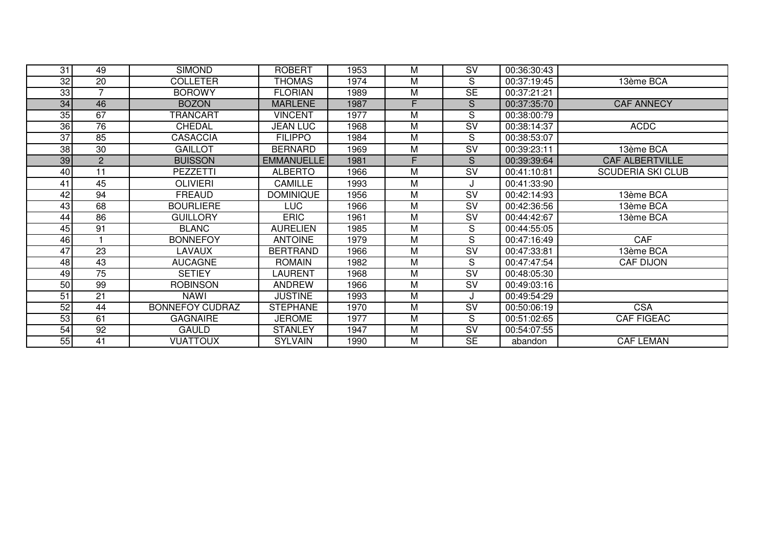| | | | | | | | | |
|---|---|---|---|---|---|---|---|---|
| 31 | 49 | SIMOND | ROBERT | 1953 | M | SV | 00:36:30:43 | |
| 32 | 20 | COLLETER | THOMAS | 1974 | M | S | 00:37:19:45 | 13ème BCA |
| 33 | 7 | BOROWY | FLORIAN | 1989 | M | SE | 00:37:21:21 | |
| 34 | 46 | BOZON | MARLENE | 1987 | F | S | 00:37:35:70 | CAF ANNECY |
| 35 | 67 | TRANCART | VINCENT | 1977 | M | S | 00:38:00:79 | |
| 36 | 76 | CHEDAL | JEAN LUC | 1968 | M | SV | 00:38:14:37 | ACDC |
| 37 | 85 | CASACCIA | FILIPPO | 1984 | M | S | 00:38:53:07 | |
| 38 | 30 | GAILLOT | BERNARD | 1969 | M | SV | 00:39:23:11 | 13ème BCA |
| 39 | 2 | BUISSON | EMMANUELLE | 1981 | F | S | 00:39:39:64 | CAF ALBERTVILLE |
| 40 | 11 | PEZZETTI | ALBERTO | 1966 | M | SV | 00:41:10:81 | SCUDERIA SKI CLUB |
| 41 | 45 | OLIVIERI | CAMILLE | 1993 | M | J | 00:41:33:90 | |
| 42 | 94 | FREAUD | DOMINIQUE | 1956 | M | SV | 00:42:14:93 | 13ème BCA |
| 43 | 68 | BOURLIERE | LUC | 1966 | M | SV | 00:42:36:56 | 13ème BCA |
| 44 | 86 | GUILLORY | ERIC | 1961 | M | SV | 00:44:42:67 | 13ème BCA |
| 45 | 91 | BLANC | AURELIEN | 1985 | M | S | 00:44:55:05 | |
| 46 | 1 | BONNEFOY | ANTOINE | 1979 | M | S | 00:47:16:49 | CAF |
| 47 | 23 | LAVAUX | BERTRAND | 1966 | M | SV | 00:47:33:81 | 13ème BCA |
| 48 | 43 | AUCAGNE | ROMAIN | 1982 | M | S | 00:47:47:54 | CAF DIJON |
| 49 | 75 | SETIEY | LAURENT | 1968 | M | SV | 00:48:05:30 | |
| 50 | 99 | ROBINSON | ANDREW | 1966 | M | SV | 00:49:03:16 | |
| 51 | 21 | NAWI | JUSTINE | 1993 | M | J | 00:49:54:29 | |
| 52 | 44 | BONNEFOY CUDRAZ | STEPHANE | 1970 | M | SV | 00:50:06:19 | CSA |
| 53 | 61 | GAGNAIRE | JEROME | 1977 | M | S | 00:51:02:65 | CAF FIGEAC |
| 54 | 92 | GAULD | STANLEY | 1947 | M | SV | 00:54:07:55 | |
| 55 | 41 | VUATTOUX | SYLVAIN | 1990 | M | SE | abandon | CAF LEMAN |